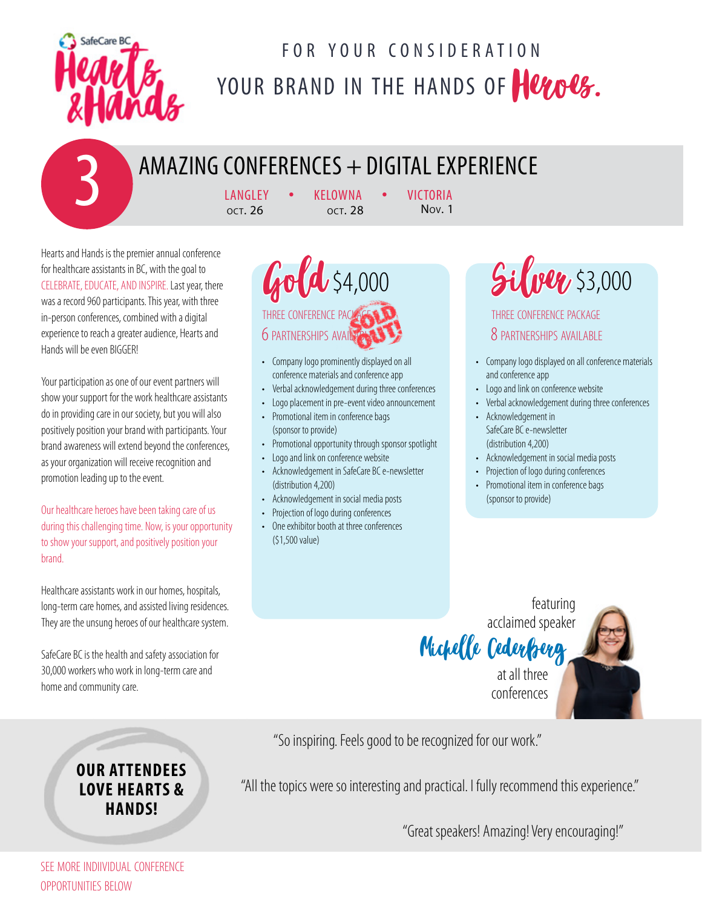SafeCare BC Hearts & Hands

FOR YOUR CONSIDERATION

# YOUR BRAND IN THE HANDS OF *Heroes.*

## 3 AMAZING CONFERENCES + DIGITAL EXPERIENCE

LANGLEY OCT. 26 • KELOWNA OCT. 28 • VICTORIA Nov. 1

Hearts and Hands is the premier annual conference for healthcare assistants in BC, with the goal to CELEBRATE, EDUCATE, AND INSPIRE. Last year, there was a record 960 participants. This year, with three in-person conferences, combined with a digital experience to reach a greater audience, Hearts and Hands will be even BIGGER!

Your participation as one of our event partners will show your support for the work healthcare assistants do in providing care in our society, but you will also positively position your brand with participants. Your brand awareness will extend beyond the conferences, as your organization will receive recognition and promotion leading up to the event.

Our healthcare heroes have been taking care of us during this challenging time. Now, is your opportunity to show your support, and positively position your brand.

Healthcare assistants work in our homes, hospitals, long-term care homes, and assisted living residences. They are the unsung heroes of our healthcare system.

SafeCare BC is the health and safety association for 30,000 workers who work in long-term care and home and community care.

### *Gold* $4,000

THREE CONFERENCE PACKAGE

6 PARTNERSHIPS AVAILABLE

**SOLD OUT!**

- Company logo prominently displayed on all conference materials and conference app
- Verbal acknowledgement during three conferences
- Logo placement in pre-event video announcement
- Promotional item in conference bags (sponsor to provide)
- Promotional opportunity through sponsor spotlight
- Logo and link on conference website
- Acknowledgement in SafeCare BC e-newsletter (distribution 4,200)
- Acknowledgement in social media posts
- Projection of logo during conferences
- One exhibitor booth at three conferences ($1,500 value)

### *Silver* $3,000

THREE CONFERENCE PACKAGE

8 PARTNERSHIPS AVAILABLE

- Company logo displayed on all conference materials and conference app
- Logo and link on conference website
- Verbal acknowledgement during three conferences
- Acknowledgement in SafeCare BC e-newsletter (distribution 4,200)
- Acknowledgement in social media posts
- Projection of logo during conferences
- Promotional item in conference bags (sponsor to provide)

featuring acclaimed speaker *Michelle Cederberg* at all three conferences

**OUR ATTENDEES LOVE HEARTS & HANDS!**

"So inspiring. Feels good to be recognized for our work."

"All the topics were so interesting and practical. I fully recommend this experience."

"Great speakers! Amazing! Very encouraging!"

SEE MORE INDIIVIDUAL CONFERENCE OPPORTUNITIES BELOW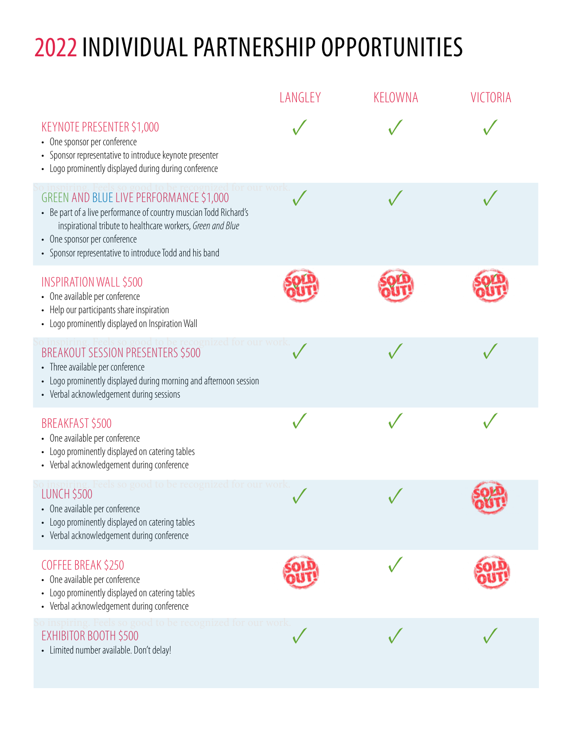# 2022 INDIVIDUAL PARTNERSHIP OPPORTUNITIES

| | LANGLEY | KELOWNA | VICTORIA |
|---|---|---|---|
| **KEYNOTE PRESENTER $1,000**<br>• One sponsor per conference<br>• Sponsor representative to introduce keynote presenter<br>• Logo prominently displayed during during conference | ✓ | ✓ | ✓ |
| **GREEN AND BLUE LIVE PERFORMANCE $1,000**<br>• Be part of a live performance of country muscian Todd Richard's inspirational tribute to healthcare workers, *Green and Blue*<br>• One sponsor per conference<br>• Sponsor representative to introduce Todd and his band | ✓ | ✓ | ✓ |
| **INSPIRATION WALL $500**<br>• One available per conference<br>• Help our participants share inspiration<br>• Logo prominently displayed on Inspiration Wall | SOLD OUT! | SOLD OUT! | SOLD OUT! |
| **BREAKOUT SESSION PRESENTERS $500**<br>• Three available per conference<br>• Logo prominently displayed during morning and afternoon session<br>• Verbal acknowledgement during sessions | ✓ | ✓ | ✓ |
| **BREAKFAST $500**<br>• One available per conference<br>• Logo prominently displayed on catering tables<br>• Verbal acknowledgement during conference | ✓ | ✓ | ✓ |
| **LUNCH $500**<br>• One available per conference<br>• Logo prominently displayed on catering tables<br>• Verbal acknowledgement during conference | ✓ | ✓ | SOLD OUT! |
| **COFFEE BREAK $250**<br>• One available per conference<br>• Logo prominently displayed on catering tables<br>• Verbal acknowledgement during conference | SOLD OUT! | ✓ | SOLD OUT! |
| **EXHIBITOR BOOTH $500**<br>• Limited number available. Don't delay! | ✓ | ✓ | ✓ |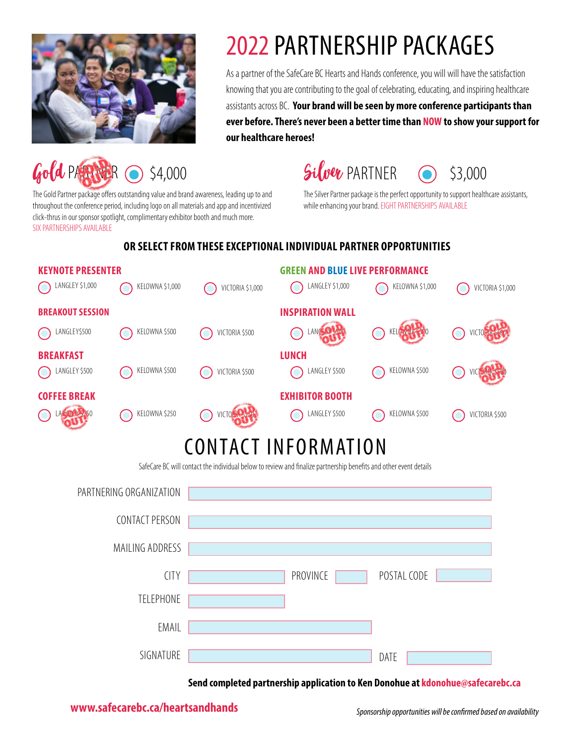# 2022 PARTNERSHIP PACKAGES

As a partner of the SafeCare BC Hearts and Hands conference, you will will have the satisfaction knowing that you are contributing to the goal of celebrating, educating, and inspiring healthcare assistants across BC. **Your brand will be seen by more conference participants than ever before. There's never been a better time than NOW to show your support for our healthcare heroes!**

## Gold PARTNER (SOLD OUT) $4,000

The Gold Partner package offers outstanding value and brand awareness, leading up to and throughout the conference period, including logo on all materials and app and incentivized click-thrus in our sponsor spotlight, complimentary exhibitor booth and much more.
SIX PARTNERSHIPS AVAILABLE

## Silver PARTNER $3,000

The Silver Partner package is the perfect opportunity to support healthcare assistants, while enhancing your brand. EIGHT PARTNERSHIPS AVAILABLE

### OR SELECT FROM THESE EXCEPTIONAL INDIVIDUAL PARTNER OPPORTUNITIES

**KEYNOTE PRESENTER**
- LANGLEY $1,000
- KELOWNA $1,000
- VICTORIA $1,000

**GREEN AND BLUE LIVE PERFORMANCE**
- LANGLEY $1,000
- KELOWNA $1,000
- VICTORIA $1,000

**BREAKOUT SESSION**
- LANGLEY $500
- KELOWNA $500
- VICTORIA $500

**INSPIRATION WALL**
- LANGLEY $500 (SOLD OUT)
- KELOWNA $500 (SOLD OUT)
- VICTORIA $500 (SOLD OUT)

**BREAKFAST**
- LANGLEY $500
- KELOWNA $500
- VICTORIA $500

**LUNCH**
- LANGLEY $500
- KELOWNA $500
- VICTORIA $500 (SOLD OUT)

**COFFEE BREAK**
- LANGLEY $250 (SOLD OUT)
- KELOWNA $250
- VICTORIA $250 (SOLD OUT)

**EXHIBITOR BOOTH**
- LANGLEY $500
- KELOWNA $500
- VICTORIA $500

## CONTACT INFORMATION

SafeCare BC will contact the individual below to review and finalize partnership benefits and other event details

PARTNERING ORGANIZATION

CONTACT PERSON

MAILING ADDRESS

CITY PROVINCE POSTAL CODE

TELEPHONE

EMAIL

SIGNATURE DATE

**Send completed partnership application to Ken Donohue at kdonohue@safecarebc.ca**

**www.safecarebc.ca/heartsandhands**

*Sponsorship opportunities will be confirmed based on availability*